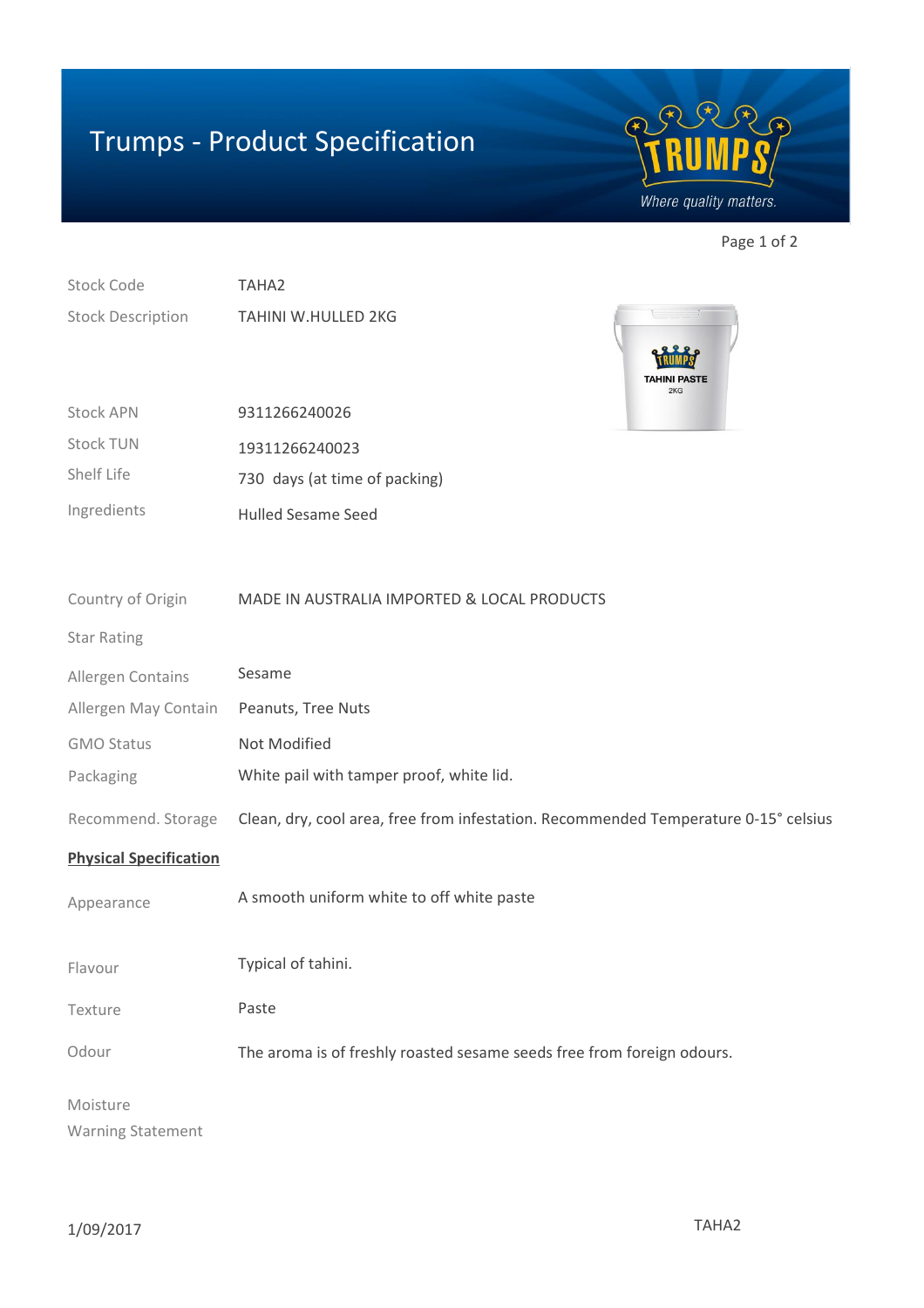# Trumps - Product Specification

| | |
|---|---|
| Stock Code | TAHA2 |
| Stock Description | TAHINI W.HULLED 2KG |
| Stock APN | 9311266240026 |
| Stock TUN | 19311266240023 |
| Shelf Life | 730 days (at time of packing) |
| Ingredients | Hulled Sesame Seed |
| Country of Origin | MADE IN AUSTRALIA IMPORTED & LOCAL PRODUCTS |
| Star Rating | |
| Allergen Contains | Sesame |
| Allergen May Contain | Peanuts, Tree Nuts |
| GMO Status | Not Modified |
| Packaging | White pail with tamper proof, white lid. |
| Recommend. Storage | Clean, dry, cool area, free from infestation. Recommended Temperature 0-15° celsius |

**Physical Specification**

| | |
|---|---|
| Appearance | A smooth uniform white to off white paste |
| Flavour | Typical of tahini. |
| Texture | Paste |
| Odour | The aroma is of freshly roasted sesame seeds free from foreign odours. |
| Moisture | |
| Warning Statement | |

1/09/2017 TAHA2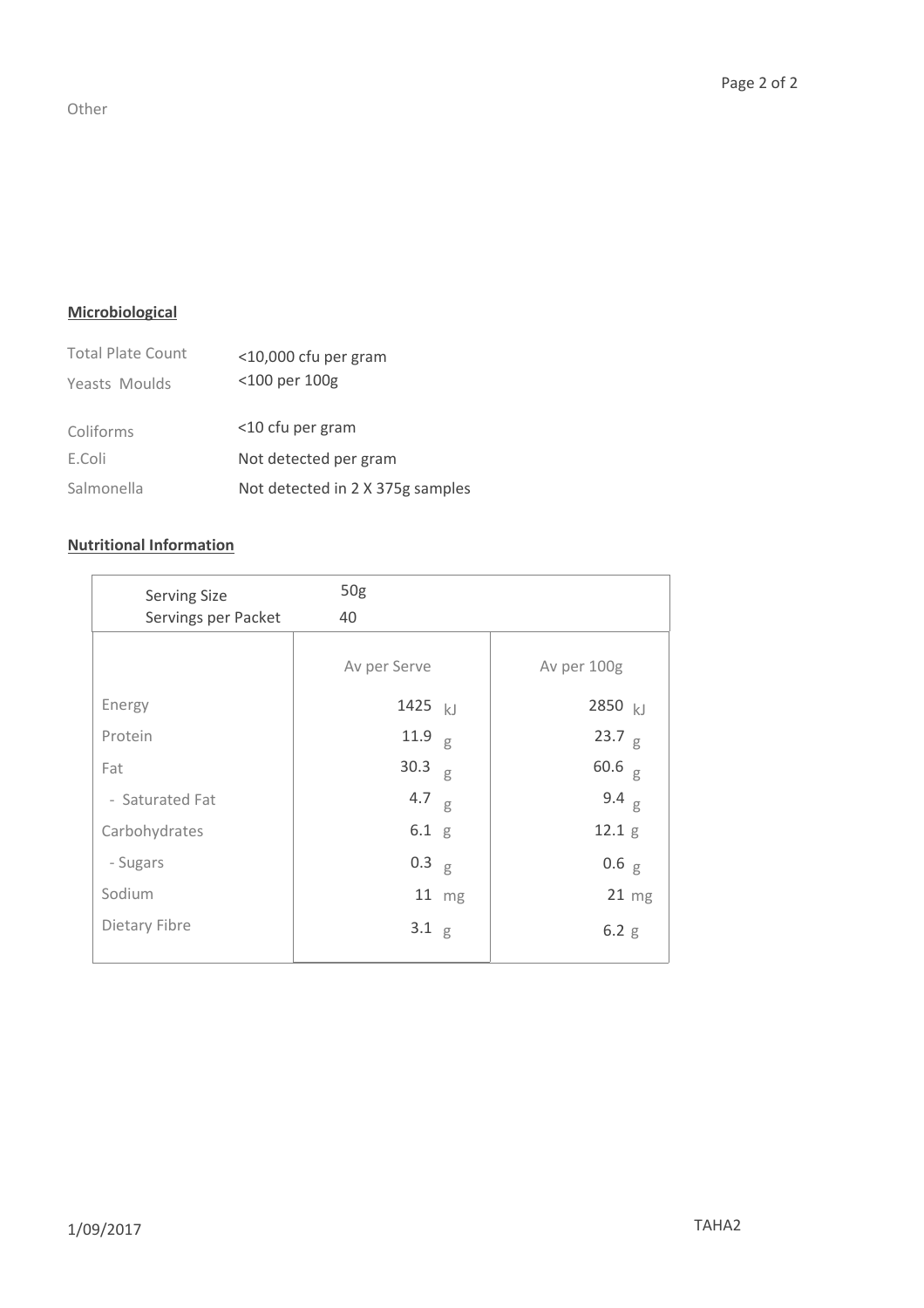Other

**Microbiological**

| | |
|---|---|
| Total Plate Count | <10,000 cfu per gram |
| Yeasts Moulds | <100 per 100g |
| Coliforms | <10 cfu per gram |
| E.Coli | Not detected per gram |
| Salmonella | Not detected in 2 X 375g samples |

**Nutritional Information**

| Serving Size | 50g | |
|---|---|---|
| Servings per Packet | 40 | |
| | Av per Serve | Av per 100g |
| Energy | 1425 kJ | 2850 kJ |
| Protein | 11.9 g | 23.7 g |
| Fat | 30.3 g | 60.6 g |
| - Saturated Fat | 4.7 g | 9.4 g |
| Carbohydrates | 6.1 g | 12.1 g |
| - Sugars | 0.3 g | 0.6 g |
| Sodium | 11 mg | 21 mg |
| Dietary Fibre | 3.1 g | 6.2 g |

1/09/2017

TAHA2